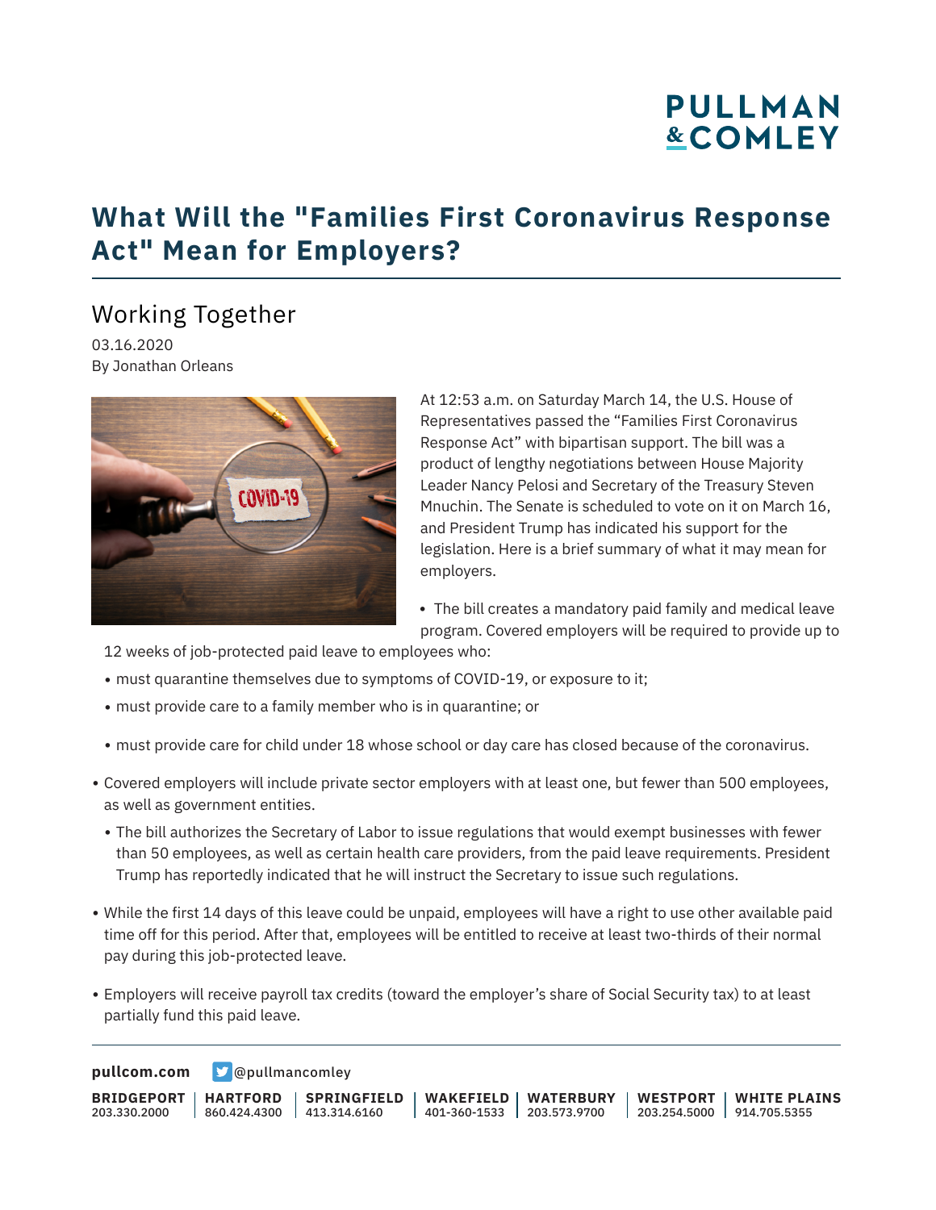# What Will the "Families First Coronavirus Response Act" Mean for Employers?

## Working Together

03.16.2020
By Jonathan Orleans

At 12:53 a.m. on Saturday March 14, the U.S. House of Representatives passed the "Families First Coronavirus Response Act" with bipartisan support. The bill was a product of lengthy negotiations between House Majority Leader Nancy Pelosi and Secretary of the Treasury Steven Mnuchin. The Senate is scheduled to vote on it on March 16, and President Trump has indicated his support for the legislation. Here is a brief summary of what it may mean for employers.

- The bill creates a mandatory paid family and medical leave program. Covered employers will be required to provide up to 12 weeks of job-protected paid leave to employees who:
  - must quarantine themselves due to symptoms of COVID-19, or exposure to it;
  - must provide care to a family member who is in quarantine; or
  - must provide care for child under 18 whose school or day care has closed because of the coronavirus.
- Covered employers will include private sector employers with at least one, but fewer than 500 employees, as well as government entities.
  - The bill authorizes the Secretary of Labor to issue regulations that would exempt businesses with fewer than 50 employees, as well as certain health care providers, from the paid leave requirements. President Trump has reportedly indicated that he will instruct the Secretary to issue such regulations.
- While the first 14 days of this leave could be unpaid, employees will have a right to use other available paid time off for this period. After that, employees will be entitled to receive at least two-thirds of their normal pay during this job-protected leave.
- Employers will receive payroll tax credits (toward the employer's share of Social Security tax) to at least partially fund this paid leave.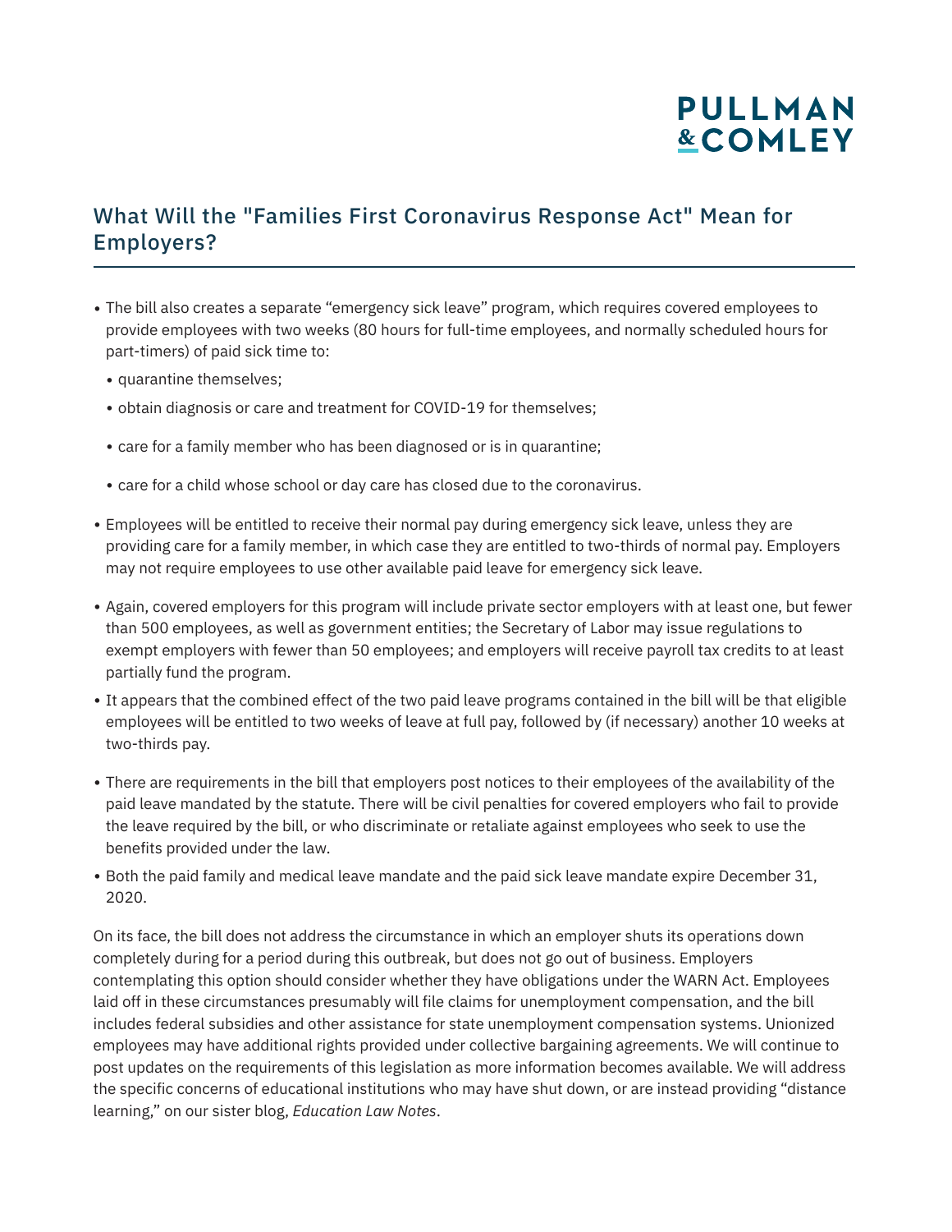## What Will the "Families First Coronavirus Response Act" Mean for Employers?

- The bill also creates a separate "emergency sick leave" program, which requires covered employees to provide employees with two weeks (80 hours for full-time employees, and normally scheduled hours for part-timers) of paid sick time to:
  - quarantine themselves;
  - obtain diagnosis or care and treatment for COVID-19 for themselves;
  - care for a family member who has been diagnosed or is in quarantine;
  - care for a child whose school or day care has closed due to the coronavirus.
- Employees will be entitled to receive their normal pay during emergency sick leave, unless they are providing care for a family member, in which case they are entitled to two-thirds of normal pay. Employers may not require employees to use other available paid leave for emergency sick leave.
- Again, covered employers for this program will include private sector employers with at least one, but fewer than 500 employees, as well as government entities; the Secretary of Labor may issue regulations to exempt employers with fewer than 50 employees; and employers will receive payroll tax credits to at least partially fund the program.
- It appears that the combined effect of the two paid leave programs contained in the bill will be that eligible employees will be entitled to two weeks of leave at full pay, followed by (if necessary) another 10 weeks at two-thirds pay.
- There are requirements in the bill that employers post notices to their employees of the availability of the paid leave mandated by the statute. There will be civil penalties for covered employers who fail to provide the leave required by the bill, or who discriminate or retaliate against employees who seek to use the benefits provided under the law.
- Both the paid family and medical leave mandate and the paid sick leave mandate expire December 31, 2020.

On its face, the bill does not address the circumstance in which an employer shuts its operations down completely during for a period during this outbreak, but does not go out of business. Employers contemplating this option should consider whether they have obligations under the WARN Act. Employees laid off in these circumstances presumably will file claims for unemployment compensation, and the bill includes federal subsidies and other assistance for state unemployment compensation systems. Unionized employees may have additional rights provided under collective bargaining agreements. We will continue to post updates on the requirements of this legislation as more information becomes available. We will address the specific concerns of educational institutions who may have shut down, or are instead providing "distance learning," on our sister blog, *Education Law Notes*.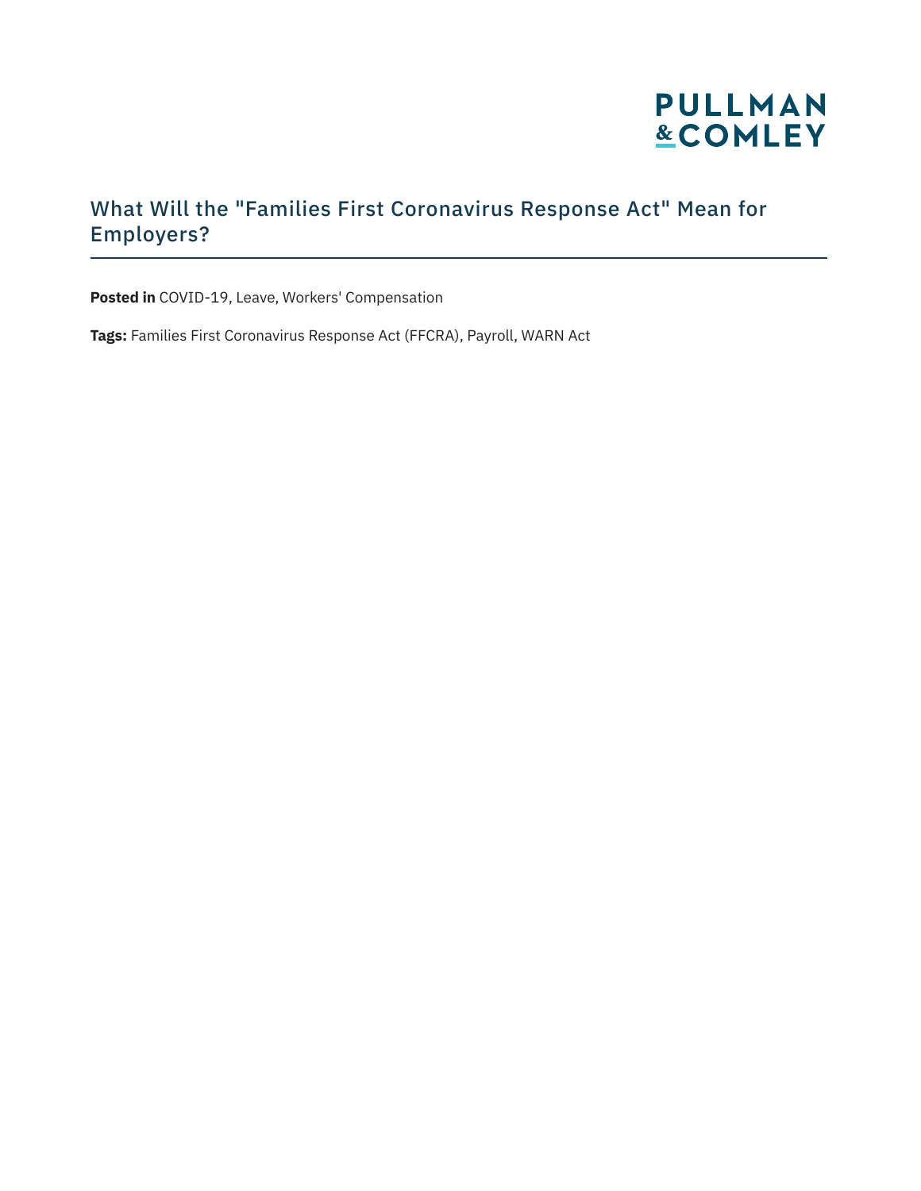# What Will the "Families First Coronavirus Response Act" Mean for Employers?

**Posted in** COVID-19, Leave, Workers' Compensation

**Tags:** Families First Coronavirus Response Act (FFCRA), Payroll, WARN Act